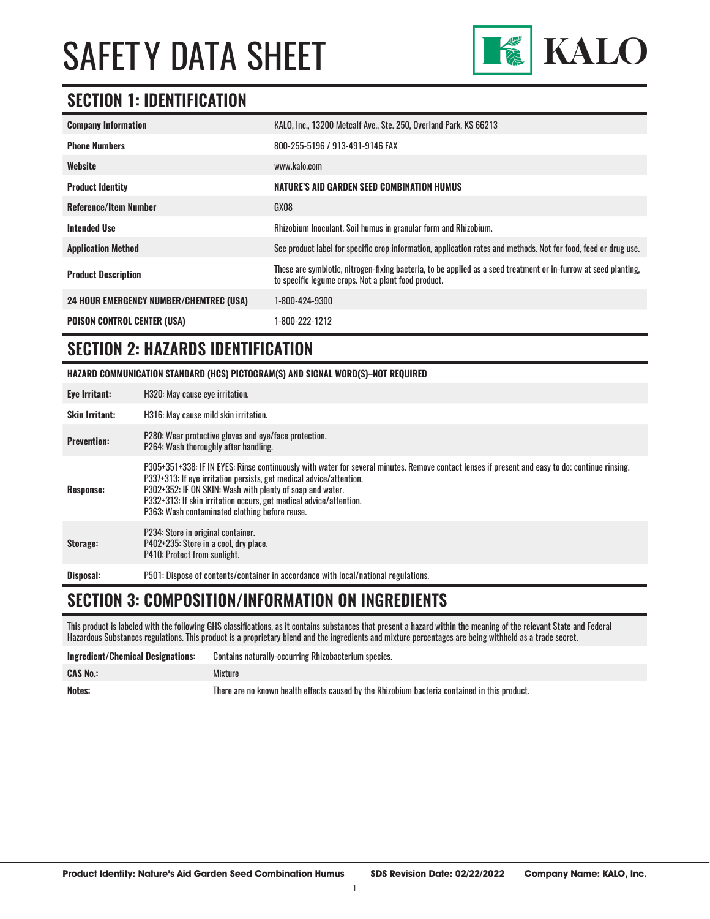# SAFETY DATA SHEET

KALO

## SECTION 1: IDENTIFICATION

| | |
|---|---|
| **Company Information** | KALO, Inc., 13200 Metcalf Ave., Ste. 250, Overland Park, KS 66213 |
| **Phone Numbers** | 800-255-5196 / 913-491-9146 FAX |
| **Website** | www.kalo.com |
| **Product Identity** | **NATURE'S AID GARDEN SEED COMBINATION HUMUS** |
| **Reference/Item Number** | GX08 |
| **Intended Use** | Rhizobium Inoculant. Soil humus in granular form and Rhizobium. |
| **Application Method** | See product label for specific crop information, application rates and methods. Not for food, feed or drug use. |
| **Product Description** | These are symbiotic, nitrogen-fixing bacteria, to be applied as a seed treatment or in-furrow at seed planting, to specific legume crops. Not a plant food product. |
| **24 HOUR EMERGENCY NUMBER/CHEMTREC (USA)** | 1-800-424-9300 |
| **POISON CONTROL CENTER (USA)** | 1-800-222-1212 |

## SECTION 2: HAZARDS IDENTIFICATION

**HAZARD COMMUNICATION STANDARD (HCS) PICTOGRAM(S) AND SIGNAL WORD(S)–NOT REQUIRED**

| | |
|---|---|
| **Eye Irritant:** | H320: May cause eye irritation. |
| **Skin Irritant:** | H316: May cause mild skin irritation. |
| **Prevention:** | P280: Wear protective gloves and eye/face protection.<br>P264: Wash thoroughly after handling. |
| **Response:** | P305+351+338: IF IN EYES: Rinse continuously with water for several minutes. Remove contact lenses if present and easy to do; continue rinsing.<br>P337+313: If eye irritation persists, get medical advice/attention.<br>P302+352: IF ON SKIN: Wash with plenty of soap and water.<br>P332+313: If skin irritation occurs, get medical advice/attention.<br>P363: Wash contaminated clothing before reuse. |
| **Storage:** | P234: Store in original container.<br>P402+235: Store in a cool, dry place.<br>P410: Protect from sunlight. |
| **Disposal:** | P501: Dispose of contents/container in accordance with local/national regulations. |

## SECTION 3: COMPOSITION/INFORMATION ON INGREDIENTS

This product is labeled with the following GHS classifications, as it contains substances that present a hazard within the meaning of the relevant State and Federal Hazardous Substances regulations. This product is a proprietary blend and the ingredients and mixture percentages are being withheld as a trade secret.

| | |
|---|---|
| **Ingredient/Chemical Designations:** | Contains naturally-occurring Rhizobacterium species. |
| **CAS No.:** | Mixture |
| **Notes:** | There are no known health effects caused by the Rhizobium bacteria contained in this product. |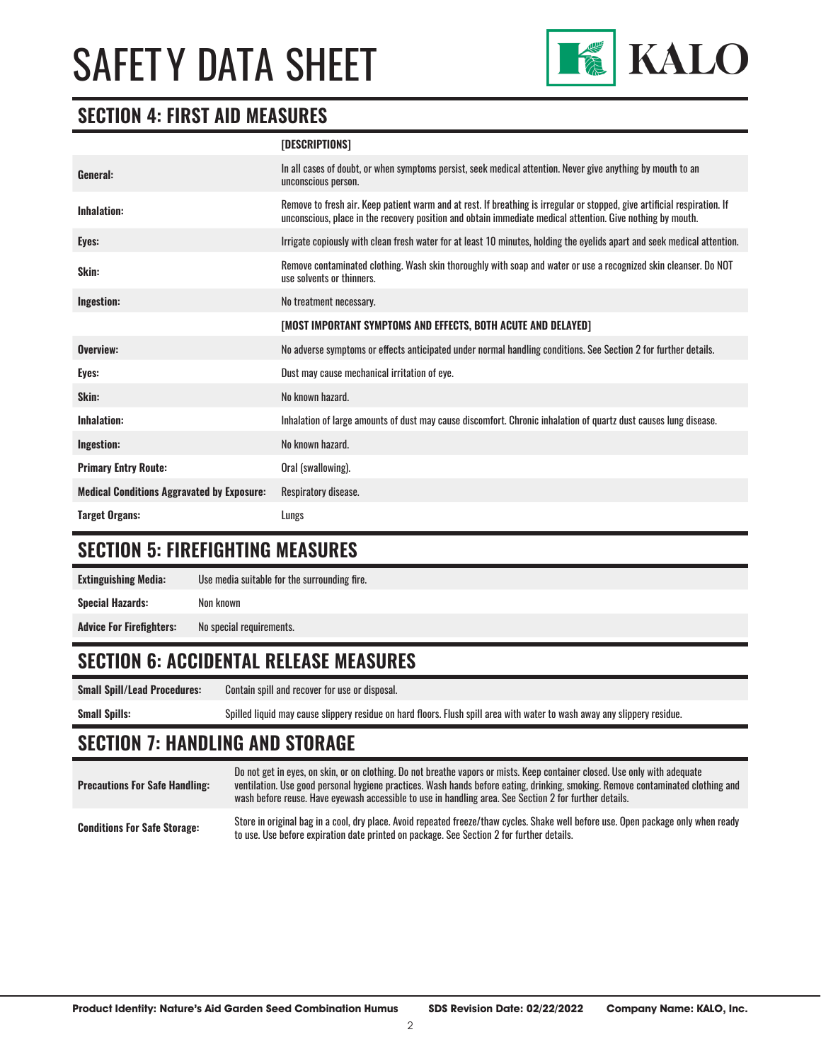# SAFETY DATA SHEET

## SECTION 4: FIRST AID MEASURES

| | |
|---|---|
| | **[DESCRIPTIONS]** |
| **General:** | In all cases of doubt, or when symptoms persist, seek medical attention. Never give anything by mouth to an unconscious person. |
| **Inhalation:** | Remove to fresh air. Keep patient warm and at rest. If breathing is irregular or stopped, give artificial respiration. If unconscious, place in the recovery position and obtain immediate medical attention. Give nothing by mouth. |
| **Eyes:** | Irrigate copiously with clean fresh water for at least 10 minutes, holding the eyelids apart and seek medical attention. |
| **Skin:** | Remove contaminated clothing. Wash skin thoroughly with soap and water or use a recognized skin cleanser. Do NOT use solvents or thinners. |
| **Ingestion:** | No treatment necessary. |
| | **[MOST IMPORTANT SYMPTOMS AND EFFECTS, BOTH ACUTE AND DELAYED]** |
| **Overview:** | No adverse symptoms or effects anticipated under normal handling conditions. See Section 2 for further details. |
| **Eyes:** | Dust may cause mechanical irritation of eye. |
| **Skin:** | No known hazard. |
| **Inhalation:** | Inhalation of large amounts of dust may cause discomfort. Chronic inhalation of quartz dust causes lung disease. |
| **Ingestion:** | No known hazard. |
| **Primary Entry Route:** | Oral (swallowing). |
| **Medical Conditions Aggravated by Exposure:** | Respiratory disease. |
| **Target Organs:** | Lungs |

## SECTION 5: FIREFIGHTING MEASURES

| | |
|---|---|
| **Extinguishing Media:** | Use media suitable for the surrounding fire. |
| **Special Hazards:** | Non known |
| **Advice For Firefighters:** | No special requirements. |

## SECTION 6: ACCIDENTAL RELEASE MEASURES

| | |
|---|---|
| **Small Spill/Lead Procedures:** | Contain spill and recover for use or disposal. |
| **Small Spills:** | Spilled liquid may cause slippery residue on hard floors. Flush spill area with water to wash away any slippery residue. |

## SECTION 7: HANDLING AND STORAGE

| | |
|---|---|
| **Precautions For Safe Handling:** | Do not get in eyes, on skin, or on clothing. Do not breathe vapors or mists. Keep container closed. Use only with adequate ventilation. Use good personal hygiene practices. Wash hands before eating, drinking, smoking. Remove contaminated clothing and wash before reuse. Have eyewash accessible to use in handling area. See Section 2 for further details. |
| **Conditions For Safe Storage:** | Store in original bag in a cool, dry place. Avoid repeated freeze/thaw cycles. Shake well before use. Open package only when ready to use. Use before expiration date printed on package. See Section 2 for further details. |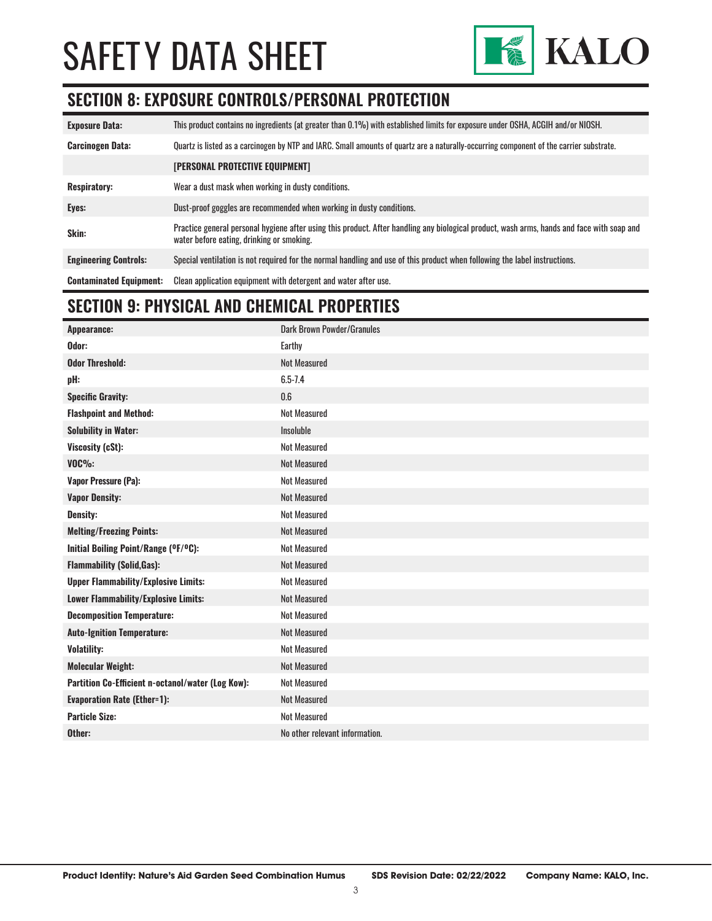# SAFETY DATA SHEET

## SECTION 8: EXPOSURE CONTROLS/PERSONAL PROTECTION

| | |
|---|---|
| **Exposure Data:** | This product contains no ingredients (at greater than 0.1%) with established limits for exposure under OSHA, ACGIH and/or NIOSH. |
| **Carcinogen Data:** | Quartz is listed as a carcinogen by NTP and IARC. Small amounts of quartz are a naturally-occurring component of the carrier substrate. |
| | **[PERSONAL PROTECTIVE EQUIPMENT]** |
| **Respiratory:** | Wear a dust mask when working in dusty conditions. |
| **Eyes:** | Dust-proof goggles are recommended when working in dusty conditions. |
| **Skin:** | Practice general personal hygiene after using this product. After handling any biological product, wash arms, hands and face with soap and water before eating, drinking or smoking. |
| **Engineering Controls:** | Special ventilation is not required for the normal handling and use of this product when following the label instructions. |
| **Contaminated Equipment:** | Clean application equipment with detergent and water after use. |

## SECTION 9: PHYSICAL AND CHEMICAL PROPERTIES

| | |
|---|---|
| **Appearance:** | Dark Brown Powder/Granules |
| **Odor:** | Earthy |
| **Odor Threshold:** | Not Measured |
| **pH:** | 6.5-7.4 |
| **Specific Gravity:** | 0.6 |
| **Flashpoint and Method:** | Not Measured |
| **Solubility in Water:** | Insoluble |
| **Viscosity (cSt):** | Not Measured |
| **VOC%:** | Not Measured |
| **Vapor Pressure (Pa):** | Not Measured |
| **Vapor Density:** | Not Measured |
| **Density:** | Not Measured |
| **Melting/Freezing Points:** | Not Measured |
| **Initial Boiling Point/Range (ºF/ºC):** | Not Measured |
| **Flammability (Solid,Gas):** | Not Measured |
| **Upper Flammability/Explosive Limits:** | Not Measured |
| **Lower Flammability/Explosive Limits:** | Not Measured |
| **Decomposition Temperature:** | Not Measured |
| **Auto-Ignition Temperature:** | Not Measured |
| **Volatility:** | Not Measured |
| **Molecular Weight:** | Not Measured |
| **Partition Co-Efficient n-octanol/water (Log Kow):** | Not Measured |
| **Evaporation Rate (Ether=1):** | Not Measured |
| **Particle Size:** | Not Measured |
| **Other:** | No other relevant information. |

**Product Identity: Nature's Aid Garden Seed Combination Humus** **SDS Revision Date: 02/22/2022** **Company Name: KALO, Inc.**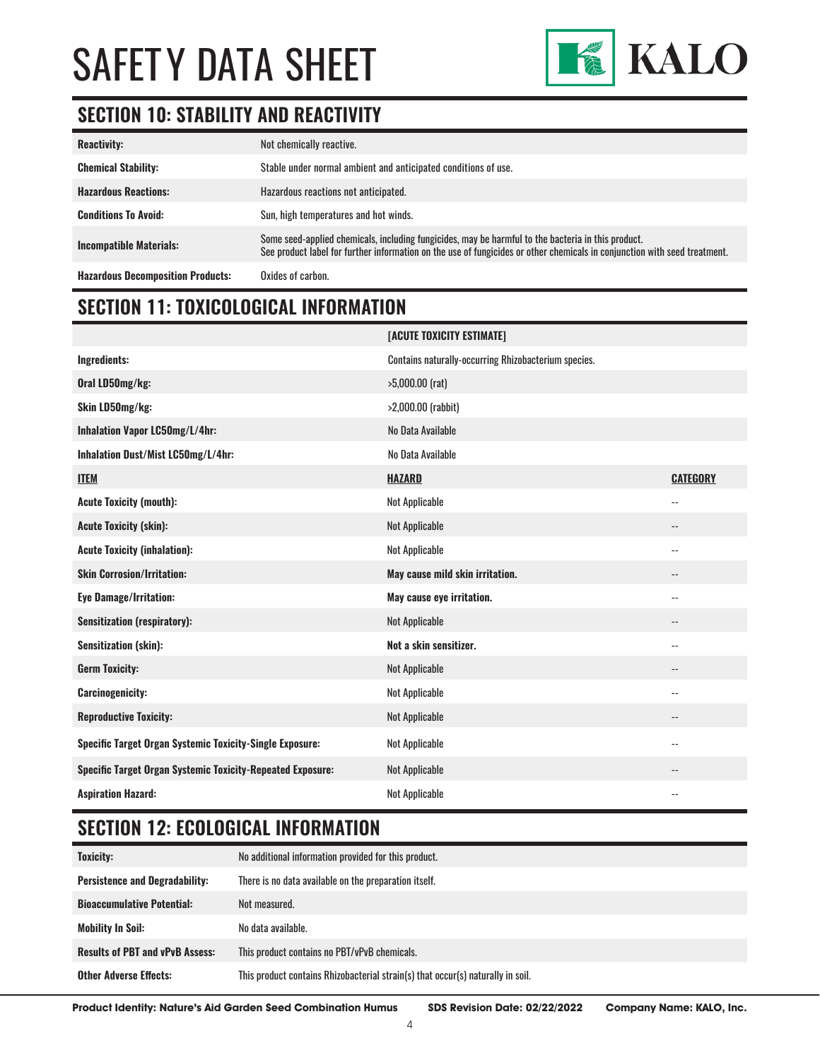# SAFETY DATA SHEET

## SECTION 10: STABILITY AND REACTIVITY

| | |
|---|---|
| **Reactivity:** | Not chemically reactive. |
| **Chemical Stability:** | Stable under normal ambient and anticipated conditions of use. |
| **Hazardous Reactions:** | Hazardous reactions not anticipated. |
| **Conditions To Avoid:** | Sun, high temperatures and hot winds. |
| **Incompatible Materials:** | Some seed-applied chemicals, including fungicides, may be harmful to the bacteria in this product. See product label for further information on the use of fungicides or other chemicals in conjunction with seed treatment. |
| **Hazardous Decomposition Products:** | Oxides of carbon. |

## SECTION 11: TOXICOLOGICAL INFORMATION

| | **[ACUTE TOXICITY ESTIMATE]** | |
|---|---|---|
| **Ingredients:** | Contains naturally-occurring Rhizobacterium species. | |
| **Oral LD50mg/kg:** | >5,000.00 (rat) | |
| **Skin LD50mg/kg:** | >2,000.00 (rabbit) | |
| **Inhalation Vapor LC50mg/L/4hr:** | No Data Available | |
| **Inhalation Dust/Mist LC50mg/L/4hr:** | No Data Available | |
| **ITEM** | **HAZARD** | **CATEGORY** |
| **Acute Toxicity (mouth):** | Not Applicable | -- |
| **Acute Toxicity (skin):** | Not Applicable | -- |
| **Acute Toxicity (inhalation):** | Not Applicable | -- |
| **Skin Corrosion/Irritation:** | **May cause mild skin irritation.** | -- |
| **Eye Damage/Irritation:** | **May cause eye irritation.** | -- |
| **Sensitization (respiratory):** | Not Applicable | -- |
| **Sensitization (skin):** | **Not a skin sensitizer.** | -- |
| **Germ Toxicity:** | Not Applicable | -- |
| **Carcinogenicity:** | Not Applicable | -- |
| **Reproductive Toxicity:** | Not Applicable | -- |
| **Specific Target Organ Systemic Toxicity-Single Exposure:** | Not Applicable | -- |
| **Specific Target Organ Systemic Toxicity-Repeated Exposure:** | Not Applicable | -- |
| **Aspiration Hazard:** | Not Applicable | -- |

## SECTION 12: ECOLOGICAL INFORMATION

| | |
|---|---|
| **Toxicity:** | No additional information provided for this product. |
| **Persistence and Degradability:** | There is no data available on the preparation itself. |
| **Bioaccumulative Potential:** | Not measured. |
| **Mobility In Soil:** | No data available. |
| **Results of PBT and vPvB Assess:** | This product contains no PBT/vPvB chemicals. |
| **Other Adverse Effects:** | This product contains Rhizobacterial strain(s) that occur(s) naturally in soil. |

**Product Identity: Nature's Aid Garden Seed Combination Humus** **SDS Revision Date: 02/22/2022** **Company Name: KALO, Inc.**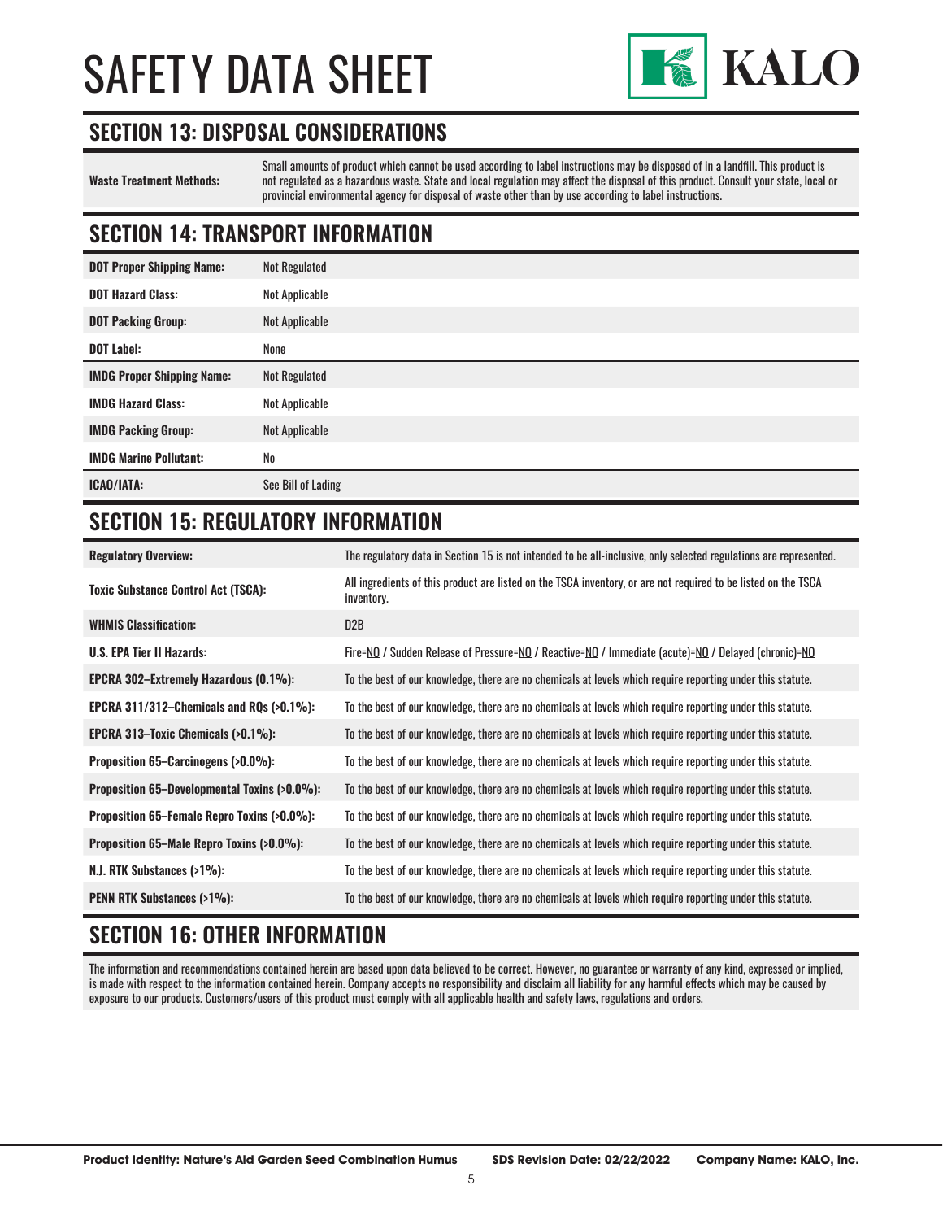# SAFETY DATA SHEET

## SECTION 13: DISPOSAL CONSIDERATIONS

| | |
|---|---|
| **Waste Treatment Methods:** | Small amounts of product which cannot be used according to label instructions may be disposed of in a landfill. This product is not regulated as a hazardous waste. State and local regulation may affect the disposal of this product. Consult your state, local or provincial environmental agency for disposal of waste other than by use according to label instructions. |

## SECTION 14: TRANSPORT INFORMATION

| | |
|---|---|
| **DOT Proper Shipping Name:** | Not Regulated |
| **DOT Hazard Class:** | Not Applicable |
| **DOT Packing Group:** | Not Applicable |
| **DOT Label:** | None |
| **IMDG Proper Shipping Name:** | Not Regulated |
| **IMDG Hazard Class:** | Not Applicable |
| **IMDG Packing Group:** | Not Applicable |
| **IMDG Marine Pollutant:** | No |
| **ICAO/IATA:** | See Bill of Lading |

## SECTION 15: REGULATORY INFORMATION

| | |
|---|---|
| **Regulatory Overview:** | The regulatory data in Section 15 is not intended to be all-inclusive, only selected regulations are represented. |
| **Toxic Substance Control Act (TSCA):** | All ingredients of this product are listed on the TSCA inventory, or are not required to be listed on the TSCA inventory. |
| **WHMIS Classification:** | D2B |
| **U.S. EPA Tier II Hazards:** | Fire=NO / Sudden Release of Pressure=NO / Reactive=NO / Immediate (acute)=NO / Delayed (chronic)=NO |
| **EPCRA 302–Extremely Hazardous (0.1%):** | To the best of our knowledge, there are no chemicals at levels which require reporting under this statute. |
| **EPCRA 311/312–Chemicals and RQs (>0.1%):** | To the best of our knowledge, there are no chemicals at levels which require reporting under this statute. |
| **EPCRA 313–Toxic Chemicals (>0.1%):** | To the best of our knowledge, there are no chemicals at levels which require reporting under this statute. |
| **Proposition 65–Carcinogens (>0.0%):** | To the best of our knowledge, there are no chemicals at levels which require reporting under this statute. |
| **Proposition 65–Developmental Toxins (>0.0%):** | To the best of our knowledge, there are no chemicals at levels which require reporting under this statute. |
| **Proposition 65–Female Repro Toxins (>0.0%):** | To the best of our knowledge, there are no chemicals at levels which require reporting under this statute. |
| **Proposition 65–Male Repro Toxins (>0.0%):** | To the best of our knowledge, there are no chemicals at levels which require reporting under this statute. |
| **N.J. RTK Substances (>1%):** | To the best of our knowledge, there are no chemicals at levels which require reporting under this statute. |
| **PENN RTK Substances (>1%):** | To the best of our knowledge, there are no chemicals at levels which require reporting under this statute. |

## SECTION 16: OTHER INFORMATION

The information and recommendations contained herein are based upon data believed to be correct. However, no guarantee or warranty of any kind, expressed or implied, is made with respect to the information contained herein. Company accepts no responsibility and disclaim all liability for any harmful effects which may be caused by exposure to our products. Customers/users of this product must comply with all applicable health and safety laws, regulations and orders.